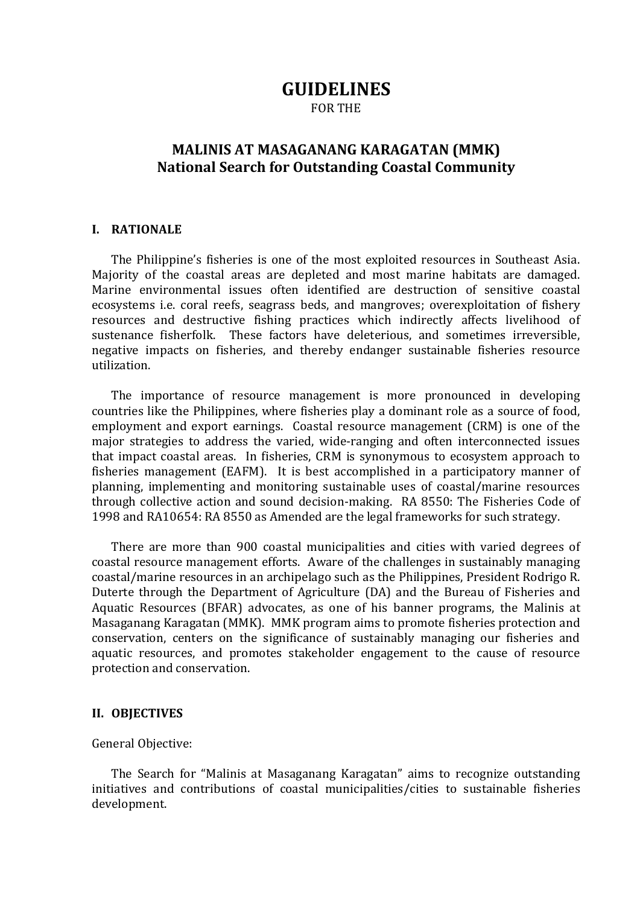# GUIDELINES

FOR THE

## MALINIS AT MASAGANANG KARAGATAN (MMK)
## National Search for Outstanding Coastal Community

### I. RATIONALE

The Philippine's fisheries is one of the most exploited resources in Southeast Asia. Majority of the coastal areas are depleted and most marine habitats are damaged. Marine environmental issues often identified are destruction of sensitive coastal ecosystems i.e. coral reefs, seagrass beds, and mangroves; overexploitation of fishery resources and destructive fishing practices which indirectly affects livelihood of sustenance fisherfolk. These factors have deleterious, and sometimes irreversible, negative impacts on fisheries, and thereby endanger sustainable fisheries resource utilization.

The importance of resource management is more pronounced in developing countries like the Philippines, where fisheries play a dominant role as a source of food, employment and export earnings. Coastal resource management (CRM) is one of the major strategies to address the varied, wide-ranging and often interconnected issues that impact coastal areas. In fisheries, CRM is synonymous to ecosystem approach to fisheries management (EAFM). It is best accomplished in a participatory manner of planning, implementing and monitoring sustainable uses of coastal/marine resources through collective action and sound decision-making. RA 8550: The Fisheries Code of 1998 and RA10654: RA 8550 as Amended are the legal frameworks for such strategy.

There are more than 900 coastal municipalities and cities with varied degrees of coastal resource management efforts. Aware of the challenges in sustainably managing coastal/marine resources in an archipelago such as the Philippines, President Rodrigo R. Duterte through the Department of Agriculture (DA) and the Bureau of Fisheries and Aquatic Resources (BFAR) advocates, as one of his banner programs, the Malinis at Masaganang Karagatan (MMK). MMK program aims to promote fisheries protection and conservation, centers on the significance of sustainably managing our fisheries and aquatic resources, and promotes stakeholder engagement to the cause of resource protection and conservation.

### II. OBJECTIVES

General Objective:

The Search for "Malinis at Masaganang Karagatan" aims to recognize outstanding initiatives and contributions of coastal municipalities/cities to sustainable fisheries development.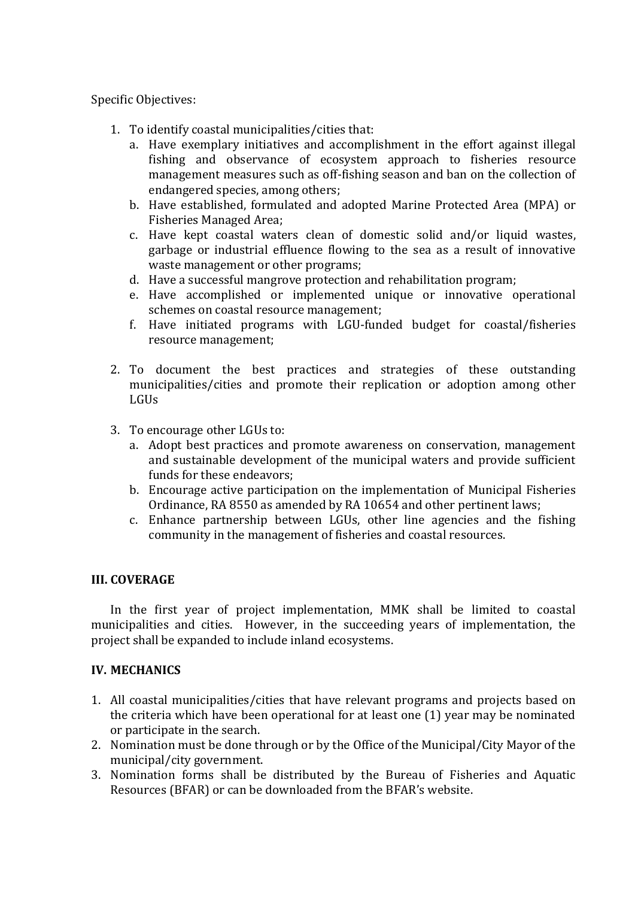Specific Objectives:

1. To identify coastal municipalities/cities that:
   a. Have exemplary initiatives and accomplishment in the effort against illegal fishing and observance of ecosystem approach to fisheries resource management measures such as off-fishing season and ban on the collection of endangered species, among others;
   b. Have established, formulated and adopted Marine Protected Area (MPA) or Fisheries Managed Area;
   c. Have kept coastal waters clean of domestic solid and/or liquid wastes, garbage or industrial effluence flowing to the sea as a result of innovative waste management or other programs;
   d. Have a successful mangrove protection and rehabilitation program;
   e. Have accomplished or implemented unique or innovative operational schemes on coastal resource management;
   f. Have initiated programs with LGU-funded budget for coastal/fisheries resource management;

2. To document the best practices and strategies of these outstanding municipalities/cities and promote their replication or adoption among other LGUs

3. To encourage other LGUs to:
   a. Adopt best practices and promote awareness on conservation, management and sustainable development of the municipal waters and provide sufficient funds for these endeavors;
   b. Encourage active participation on the implementation of Municipal Fisheries Ordinance, RA 8550 as amended by RA 10654 and other pertinent laws;
   c. Enhance partnership between LGUs, other line agencies and the fishing community in the management of fisheries and coastal resources.

## III. COVERAGE

In the first year of project implementation, MMK shall be limited to coastal municipalities and cities. However, in the succeeding years of implementation, the project shall be expanded to include inland ecosystems.

## IV. MECHANICS

1. All coastal municipalities/cities that have relevant programs and projects based on the criteria which have been operational for at least one (1) year may be nominated or participate in the search.
2. Nomination must be done through or by the Office of the Municipal/City Mayor of the municipal/city government.
3. Nomination forms shall be distributed by the Bureau of Fisheries and Aquatic Resources (BFAR) or can be downloaded from the BFAR's website.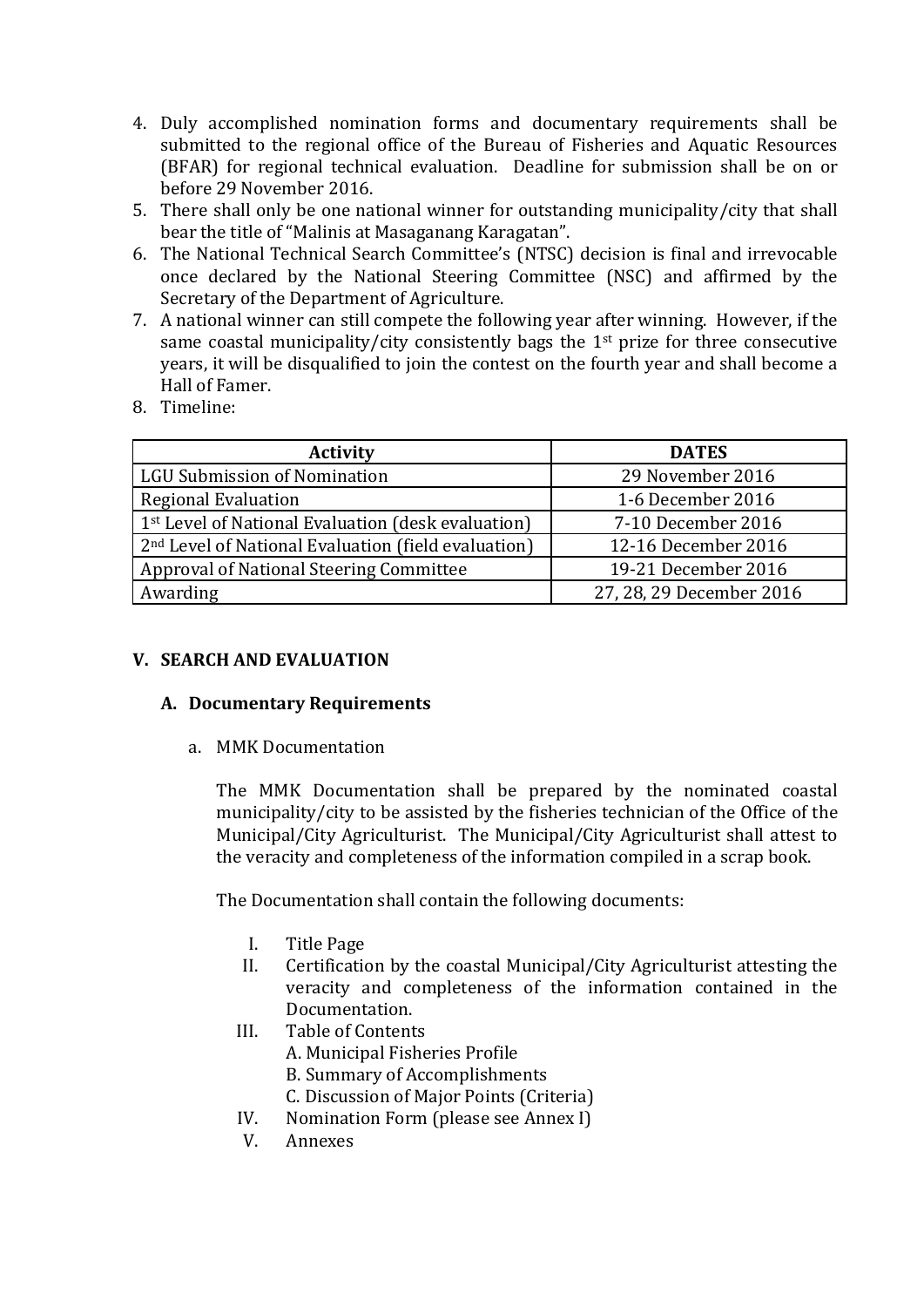4. Duly accomplished nomination forms and documentary requirements shall be submitted to the regional office of the Bureau of Fisheries and Aquatic Resources (BFAR) for regional technical evaluation. Deadline for submission shall be on or before 29 November 2016.
5. There shall only be one national winner for outstanding municipality/city that shall bear the title of "Malinis at Masaganang Karagatan".
6. The National Technical Search Committee's (NTSC) decision is final and irrevocable once declared by the National Steering Committee (NSC) and affirmed by the Secretary of the Department of Agriculture.
7. A national winner can still compete the following year after winning. However, if the same coastal municipality/city consistently bags the 1st prize for three consecutive years, it will be disqualified to join the contest on the fourth year and shall become a Hall of Famer.
8. Timeline:

| Activity | DATES |
| --- | --- |
| LGU Submission of Nomination | 29 November 2016 |
| Regional Evaluation | 1-6 December 2016 |
| 1st Level of National Evaluation (desk evaluation) | 7-10 December 2016 |
| 2nd Level of National Evaluation (field evaluation) | 12-16 December 2016 |
| Approval of National Steering Committee | 19-21 December 2016 |
| Awarding | 27, 28, 29 December 2016 |

## V. SEARCH AND EVALUATION

### A. Documentary Requirements

a. MMK Documentation

The MMK Documentation shall be prepared by the nominated coastal municipality/city to be assisted by the fisheries technician of the Office of the Municipal/City Agriculturist. The Municipal/City Agriculturist shall attest to the veracity and completeness of the information compiled in a scrap book.

The Documentation shall contain the following documents:

I. Title Page
II. Certification by the coastal Municipal/City Agriculturist attesting the veracity and completeness of the information contained in the Documentation.
III. Table of Contents
   A. Municipal Fisheries Profile
   B. Summary of Accomplishments
   C. Discussion of Major Points (Criteria)
IV. Nomination Form (please see Annex I)
V. Annexes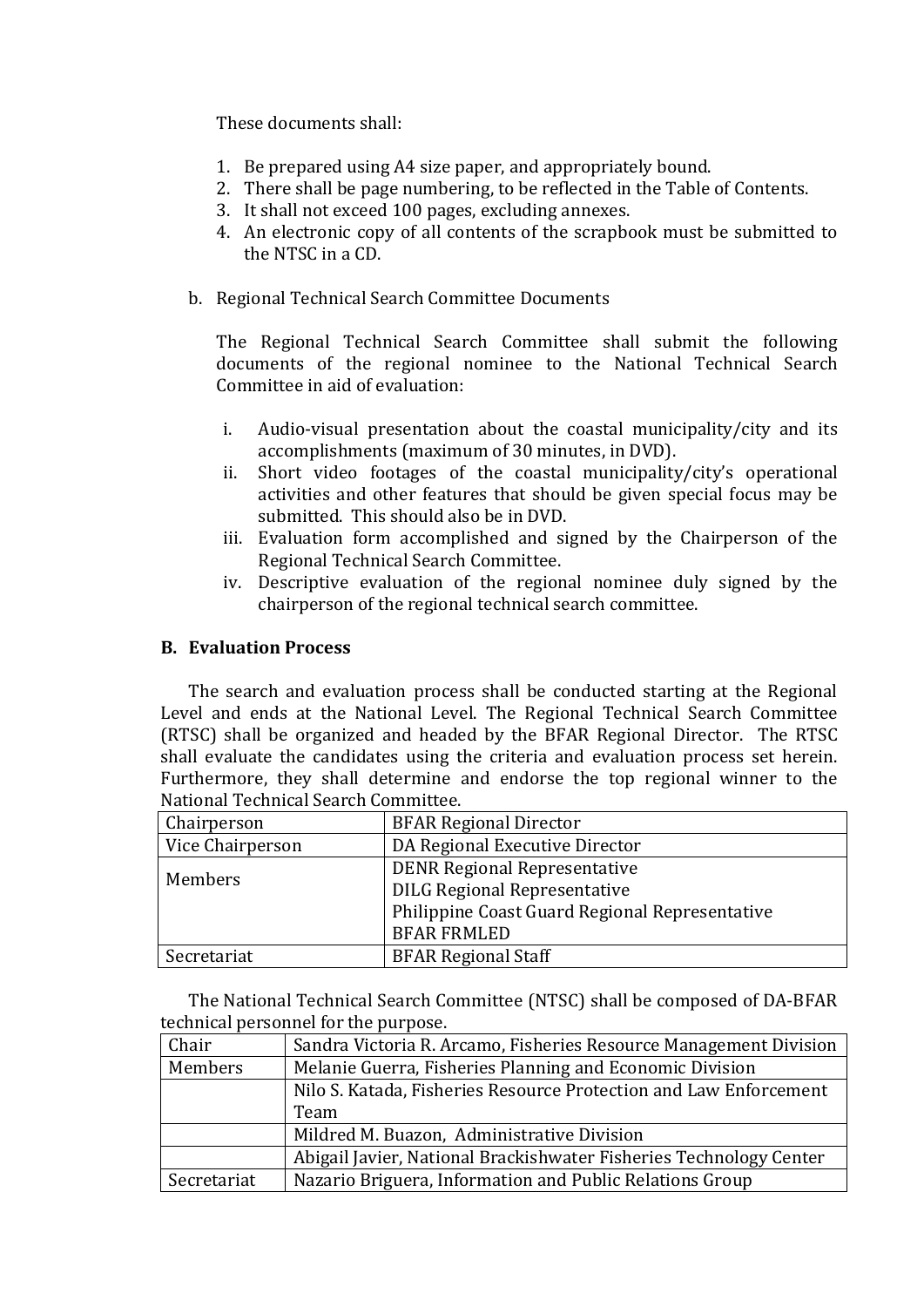These documents shall:

1. Be prepared using A4 size paper, and appropriately bound.
2. There shall be page numbering, to be reflected in the Table of Contents.
3. It shall not exceed 100 pages, excluding annexes.
4. An electronic copy of all contents of the scrapbook must be submitted to the NTSC in a CD.

b. Regional Technical Search Committee Documents

The Regional Technical Search Committee shall submit the following documents of the regional nominee to the National Technical Search Committee in aid of evaluation:

i. Audio-visual presentation about the coastal municipality/city and its accomplishments (maximum of 30 minutes, in DVD).
ii. Short video footages of the coastal municipality/city's operational activities and other features that should be given special focus may be submitted. This should also be in DVD.
iii. Evaluation form accomplished and signed by the Chairperson of the Regional Technical Search Committee.
iv. Descriptive evaluation of the regional nominee duly signed by the chairperson of the regional technical search committee.

### B. Evaluation Process

The search and evaluation process shall be conducted starting at the Regional Level and ends at the National Level. The Regional Technical Search Committee (RTSC) shall be organized and headed by the BFAR Regional Director. The RTSC shall evaluate the candidates using the criteria and evaluation process set herein. Furthermore, they shall determine and endorse the top regional winner to the National Technical Search Committee.

| | |
|---|---|
| Chairperson | BFAR Regional Director |
| Vice Chairperson | DA Regional Executive Director |
| Members | DENR Regional Representative<br>DILG Regional Representative<br>Philippine Coast Guard Regional Representative<br>BFAR FRMLED |
| Secretariat | BFAR Regional Staff |

The National Technical Search Committee (NTSC) shall be composed of DA-BFAR technical personnel for the purpose.

| | |
|---|---|
| Chair | Sandra Victoria R. Arcamo, Fisheries Resource Management Division |
| Members | Melanie Guerra, Fisheries Planning and Economic Division |
| | Nilo S. Katada, Fisheries Resource Protection and Law Enforcement Team |
| | Mildred M. Buazon, Administrative Division |
| | Abigail Javier, National Brackishwater Fisheries Technology Center |
| Secretariat | Nazario Briguera, Information and Public Relations Group |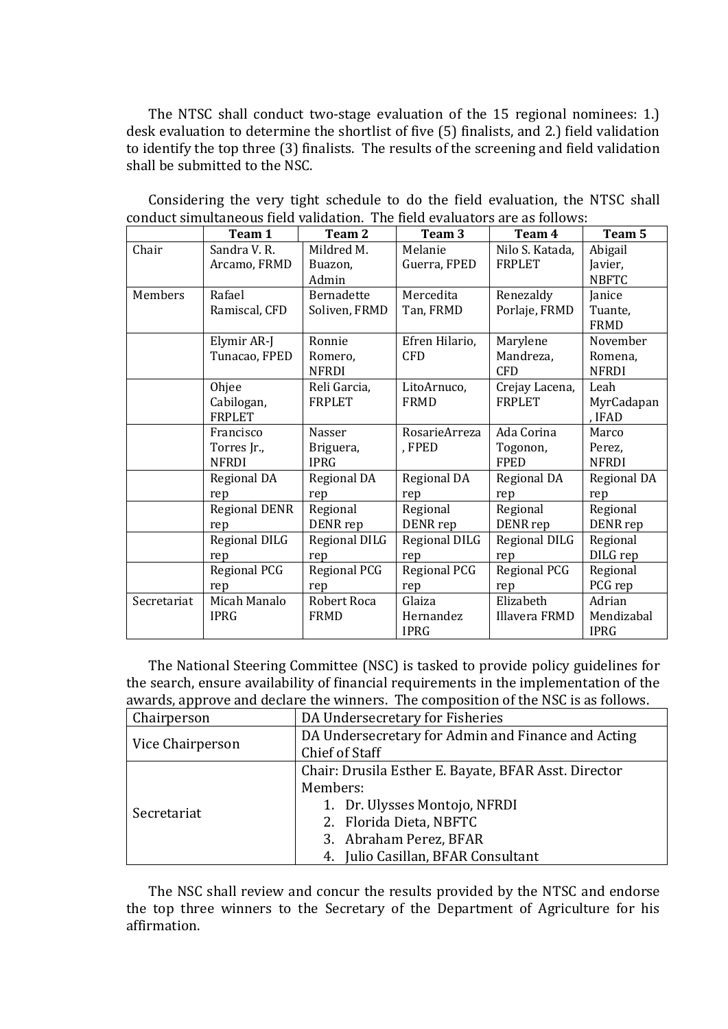The NTSC shall conduct two-stage evaluation of the 15 regional nominees: 1.) desk evaluation to determine the shortlist of five (5) finalists, and 2.) field validation to identify the top three (3) finalists. The results of the screening and field validation shall be submitted to the NSC.

Considering the very tight schedule to do the field evaluation, the NTSC shall conduct simultaneous field validation. The field evaluators are as follows:

| | Team 1 | Team 2 | Team 3 | Team 4 | Team 5 |
|---|---|---|---|---|---|
| Chair | Sandra V. R. Arcamo, FRMD | Mildred M. Buazon, Admin | Melanie Guerra, FPED | Nilo S. Katada, FRPLET | Abigail Javier, NBFTC |
| Members | Rafael Ramiscal, CFD | Bernadette Soliven, FRMD | Mercedita Tan, FRMD | Renezaldy Porlaje, FRMD | Janice Tuante, FRMD |
| | Elymir AR-J Tunacao, FPED | Ronnie Romero, NFRDI | Efren Hilario, CFD | Marylene Mandreza, CFD | November Romena, NFRDI |
| | Ohjee Cabilogan, FRPLET | Reli Garcia, FRPLET | LitoArnuco, FRMD | Crejay Lacena, FRPLET | Leah MyrCadapan, IFAD |
| | Francisco Torres Jr., NFRDI | Nasser Briguera, IPRG | RosarieArreza, FPED | Ada Corina Togonon, FPED | Marco Perez, NFRDI |
| | Regional DA rep | Regional DA rep | Regional DA rep | Regional DA rep | Regional DA rep |
| | Regional DENR rep | Regional DENR rep | Regional DENR rep | Regional DENR rep | Regional DENR rep |
| | Regional DILG rep | Regional DILG rep | Regional DILG rep | Regional DILG rep | Regional DILG rep |
| | Regional PCG rep | Regional PCG rep | Regional PCG rep | Regional PCG rep | Regional PCG rep |
| Secretariat | Micah Manalo IPRG | Robert Roca FRMD | Glaiza Hernandez IPRG | Elizabeth Illavera FRMD | Adrian Mendizabal IPRG |

The National Steering Committee (NSC) is tasked to provide policy guidelines for the search, ensure availability of financial requirements in the implementation of the awards, approve and declare the winners. The composition of the NSC is as follows.

| | |
|---|---|
| Chairperson | DA Undersecretary for Fisheries |
| Vice Chairperson | DA Undersecretary for Admin and Finance and Acting Chief of Staff |
| Secretariat | Chair: Drusila Esther E. Bayate, BFAR Asst. Director<br>Members:<br>1. Dr. Ulysses Montojo, NFRDI<br>2. Florida Dieta, NBFTC<br>3. Abraham Perez, BFAR<br>4. Julio Casillan, BFAR Consultant |

The NSC shall review and concur the results provided by the NTSC and endorse the top three winners to the Secretary of the Department of Agriculture for his affirmation.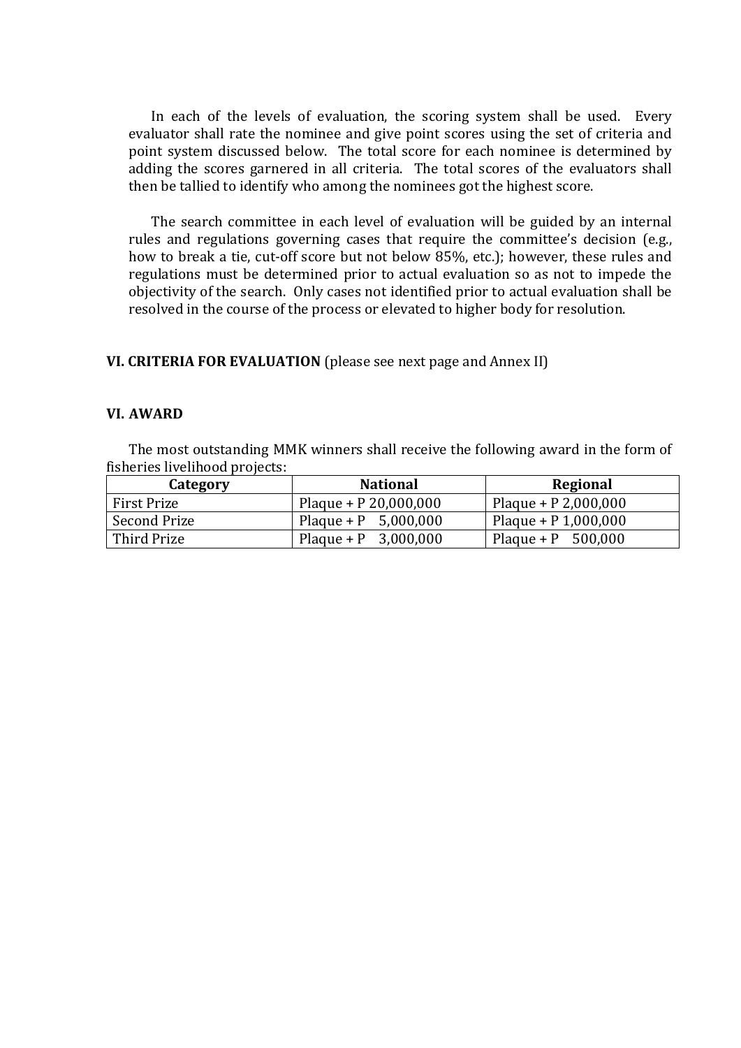In each of the levels of evaluation, the scoring system shall be used. Every evaluator shall rate the nominee and give point scores using the set of criteria and point system discussed below. The total score for each nominee is determined by adding the scores garnered in all criteria. The total scores of the evaluators shall then be tallied to identify who among the nominees got the highest score.

The search committee in each level of evaluation will be guided by an internal rules and regulations governing cases that require the committee's decision (e.g., how to break a tie, cut-off score but not below 85%, etc.); however, these rules and regulations must be determined prior to actual evaluation so as not to impede the objectivity of the search. Only cases not identified prior to actual evaluation shall be resolved in the course of the process or elevated to higher body for resolution.

## VI. CRITERIA FOR EVALUATION (please see next page and Annex II)

## VI. AWARD

The most outstanding MMK winners shall receive the following award in the form of fisheries livelihood projects:

| Category | National | Regional |
|---|---|---|
| First Prize | Plaque + P 20,000,000 | Plaque + P 2,000,000 |
| Second Prize | Plaque + P 5,000,000 | Plaque + P 1,000,000 |
| Third Prize | Plaque + P 3,000,000 | Plaque + P 500,000 |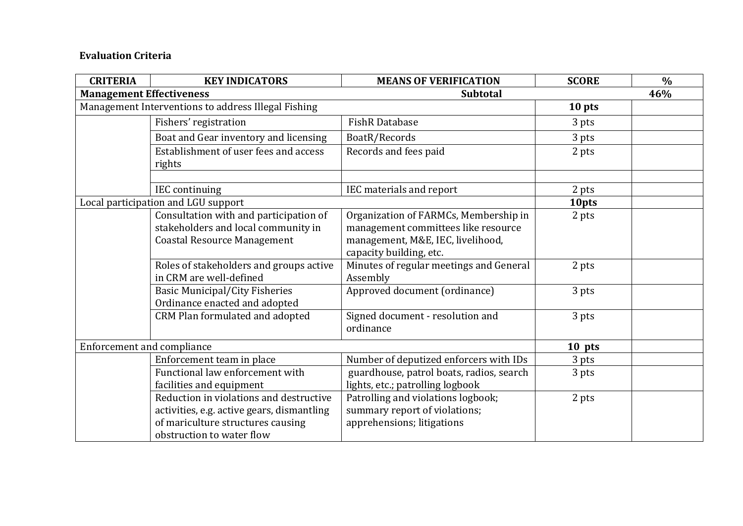**Evaluation Criteria**

| CRITERIA | KEY INDICATORS | MEANS OF VERIFICATION | SCORE | % |
|---|---|---|---|---|
| **Management Effectiveness** | | **Subtotal** | | **46%** |
| Management Interventions to address Illegal Fishing | | | **10 pts** | |
| | Fishers' registration | FishR Database | 3 pts | |
| | Boat and Gear inventory and licensing | BoatR/Records | 3 pts | |
| | Establishment of user fees and access rights | Records and fees paid | 2 pts | |
| | | | | |
| | IEC continuing | IEC materials and report | 2 pts | |
| Local participation and LGU support | | | **10pts** | |
| | Consultation with and participation of stakeholders and local community in Coastal Resource Management | Organization of FARMCs, Membership in management committees like resource management, M&E, IEC, livelihood, capacity building, etc. | 2 pts | |
| | Roles of stakeholders and groups active in CRM are well-defined | Minutes of regular meetings and General Assembly | 2 pts | |
| | Basic Municipal/City Fisheries Ordinance enacted and adopted | Approved document (ordinance) | 3 pts | |
| | CRM Plan formulated and adopted | Signed document - resolution and ordinance | 3 pts | |
| Enforcement and compliance | | | **10 pts** | |
| | Enforcement team in place | Number of deputized enforcers with IDs | 3 pts | |
| | Functional law enforcement with facilities and equipment | guardhouse, patrol boats, radios, search lights, etc.; patrolling logbook | 3 pts | |
| | Reduction in violations and destructive activities, e.g. active gears, dismantling of mariculture structures causing obstruction to water flow | Patrolling and violations logbook; summary report of violations; apprehensions; litigations | 2 pts | |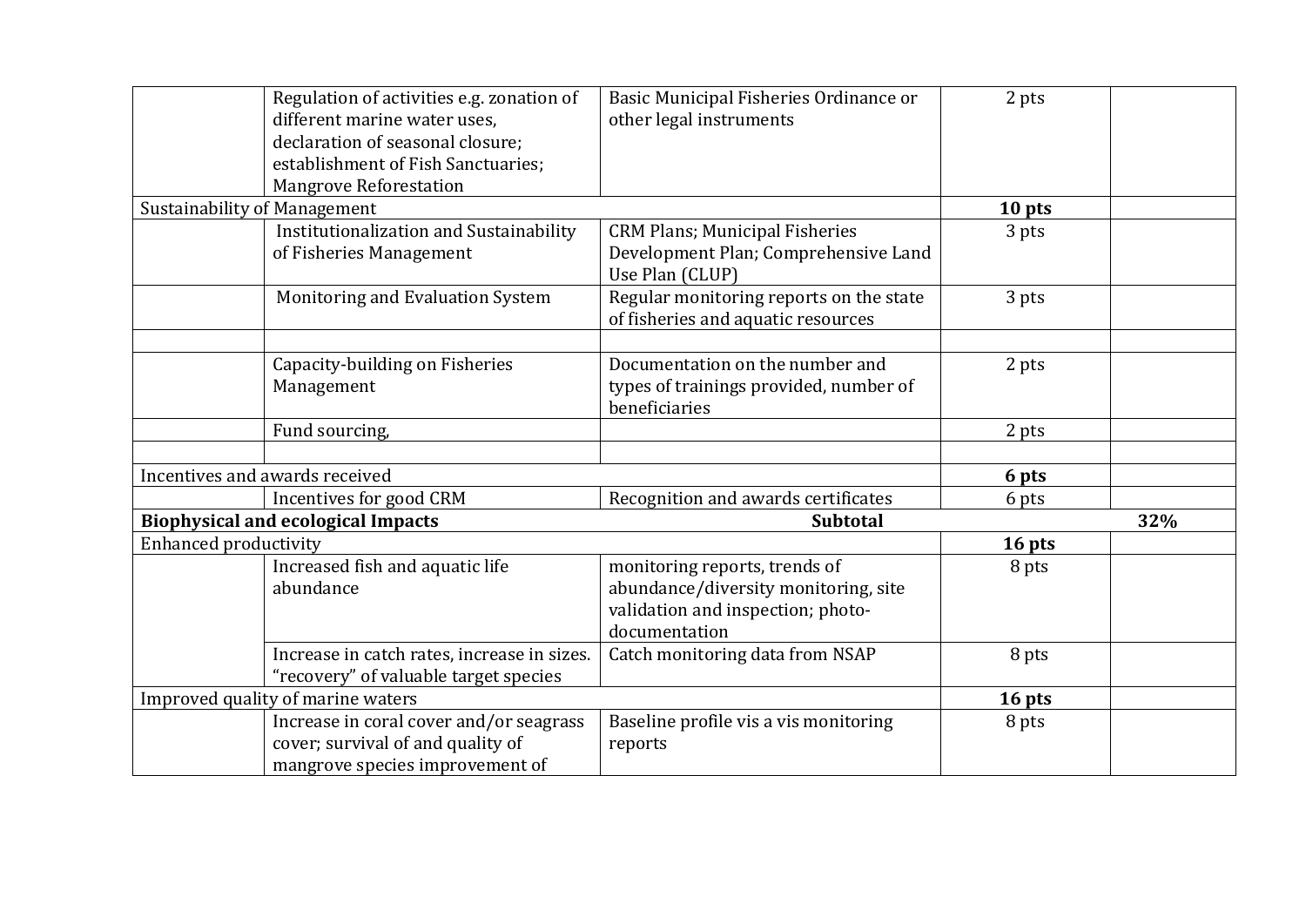| | | | | |
|---|---|---|---|---|
| | Regulation of activities e.g. zonation of different marine water uses, declaration of seasonal closure; establishment of Fish Sanctuaries; Mangrove Reforestation | Basic Municipal Fisheries Ordinance or other legal instruments | 2 pts | |
| Sustainability of Management | | | **10 pts** | |
| | Institutionalization and Sustainability of Fisheries Management | CRM Plans; Municipal Fisheries Development Plan; Comprehensive Land Use Plan (CLUP) | 3 pts | |
| | Monitoring and Evaluation System | Regular monitoring reports on the state of fisheries and aquatic resources | 3 pts | |
| | | | | |
| | Capacity-building on Fisheries Management | Documentation on the number and types of trainings provided, number of beneficiaries | 2 pts | |
| | Fund sourcing, | | 2 pts | |
| | | | | |
| Incentives and awards received | | | **6 pts** | |
| | Incentives for good CRM | Recognition and awards certificates | 6 pts | |
| **Biophysical and ecological Impacts** | | **Subtotal** | | **32%** |
| Enhanced productivity | | | **16 pts** | |
| | Increased fish and aquatic life abundance | monitoring reports, trends of abundance/diversity monitoring, site validation and inspection; photo-documentation | 8 pts | |
| | Increase in catch rates, increase in sizes. "recovery" of valuable target species | Catch monitoring data from NSAP | 8 pts | |
| Improved quality of marine waters | | | **16 pts** | |
| | Increase in coral cover and/or seagrass cover; survival of and quality of mangrove species improvement of | Baseline profile vis a vis monitoring reports | 8 pts | |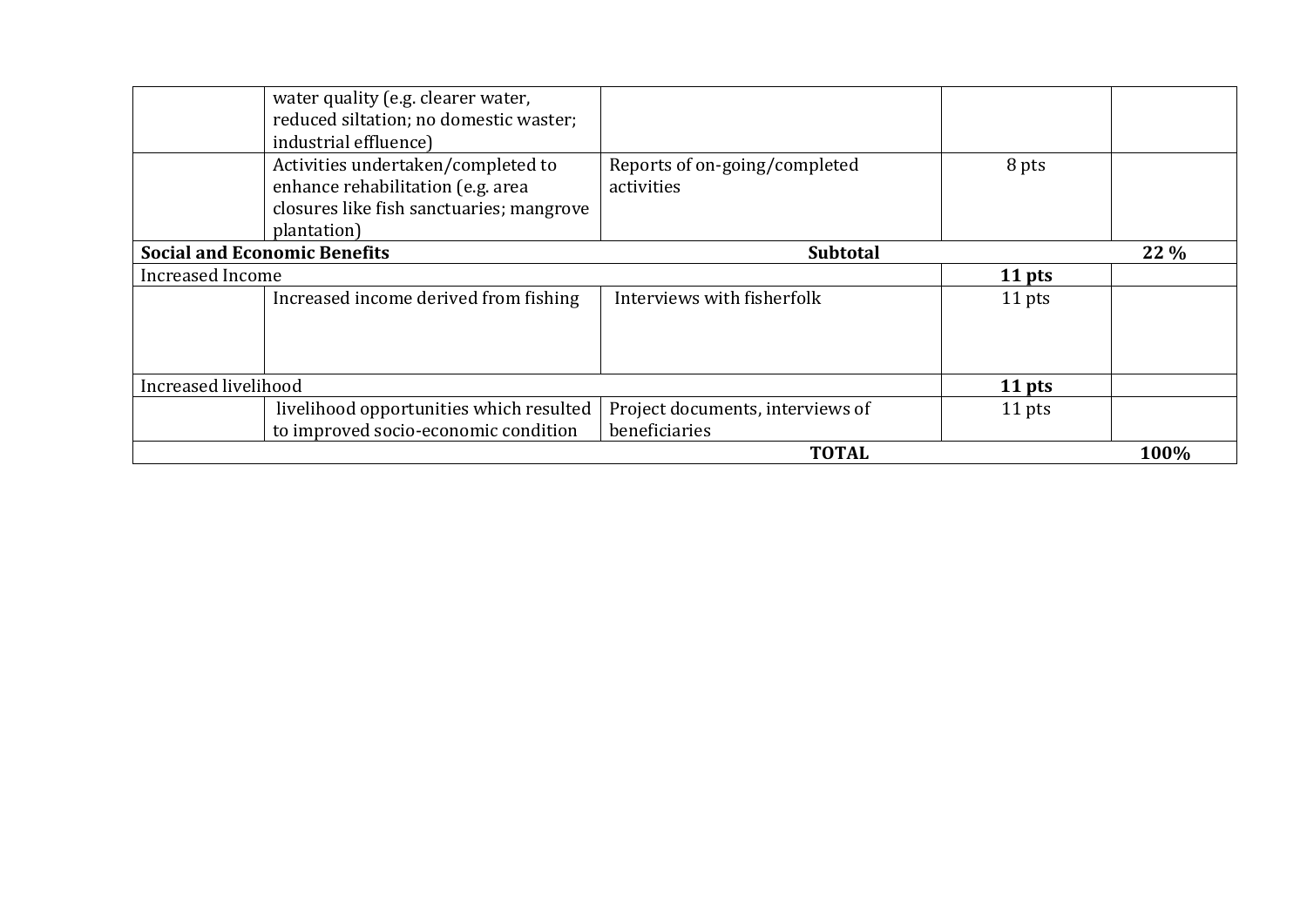| | | | | |
|---|---|---|---|---|
| | water quality (e.g. clearer water, reduced siltation; no domestic waster; industrial effluence) | | | |
| | Activities undertaken/completed to enhance rehabilitation (e.g. area closures like fish sanctuaries; mangrove plantation) | Reports of on-going/completed activities | 8 pts | |
| **Social and Economic Benefits** | | **Subtotal** | | **22 %** |
| Increased Income | | | **11 pts** | |
| | Increased income derived from fishing | Interviews with fisherfolk | 11 pts | |
| Increased livelihood | | | **11 pts** | |
| | livelihood opportunities which resulted to improved socio-economic condition | Project documents, interviews of beneficiaries | 11 pts | |
| | | **TOTAL** | | **100%** |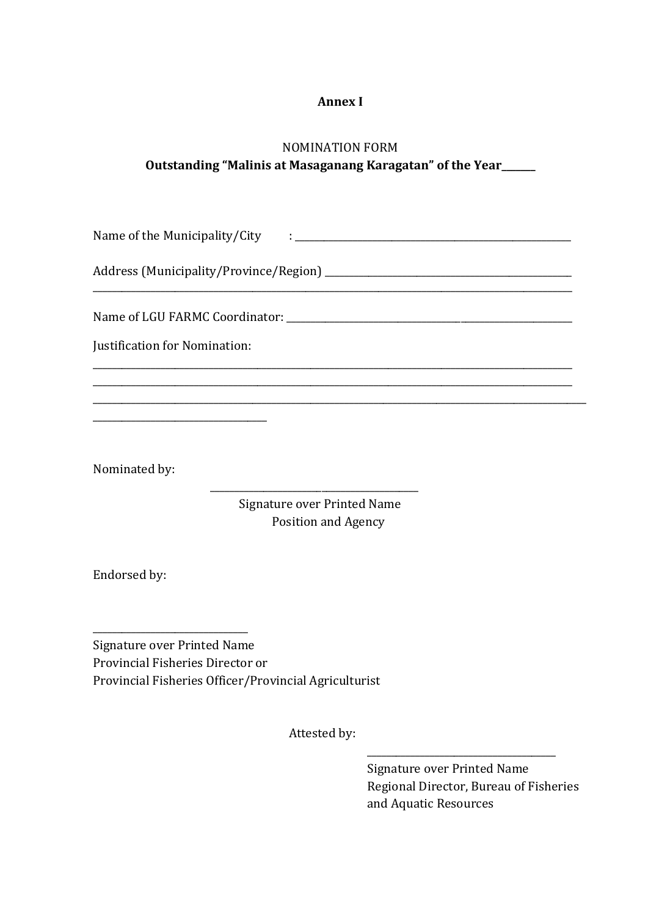**Annex I**

NOMINATION FORM

**Outstanding "Malinis at Masaganang Karagatan" of the Year______**

Name of the Municipality/City : ____________________________________________________

Address (Municipality/Province/Region) ____________________________________________
__________________________________________________________________________________

Name of LGU FARMC Coordinator: ___________________________________________________

Justification for Nomination:

__________________________________________________________________________________
__________________________________________________________________________________
__________________________________________________________________________________
____________________________

Nominated by:

_____________________________________
Signature over Printed Name
Position and Agency

Endorsed by:

____________________________
Signature over Printed Name
Provincial Fisheries Director or
Provincial Fisheries Officer/Provincial Agriculturist

Attested by:

_________________________________
Signature over Printed Name
Regional Director, Bureau of Fisheries and Aquatic Resources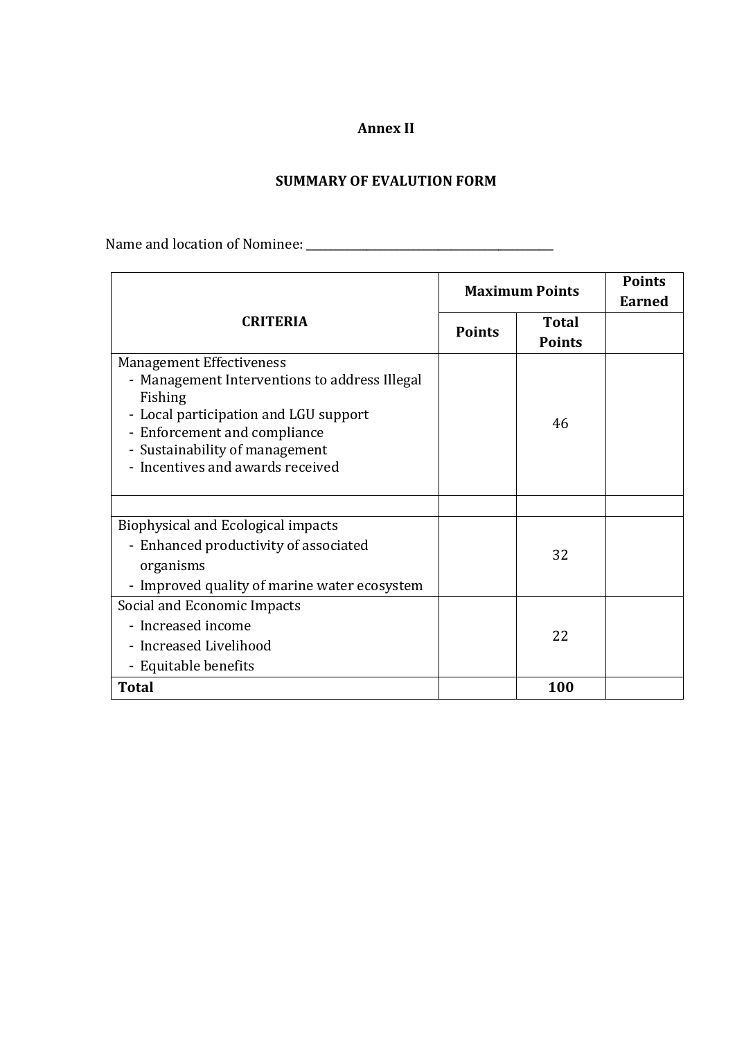**Annex II**

**SUMMARY OF EVALUTION FORM**

Name and location of Nominee: ___________________________________________

| **CRITERIA** | **Maximum Points** | | **Points Earned** |
|---|---|---|---|
| | **Points** | **Total Points** | |
| Management Effectiveness<br>- Management Interventions to address Illegal Fishing<br>- Local participation and LGU support<br>- Enforcement and compliance<br>- Sustainability of management<br>- Incentives and awards received | | 46 | |
| | | | |
| Biophysical and Ecological impacts<br>- Enhanced productivity of associated organisms<br>- Improved quality of marine water ecosystem | | 32 | |
| Social and Economic Impacts<br>- Increased income<br>- Increased Livelihood<br>- Equitable benefits | | 22 | |
| **Total** | | **100** | |